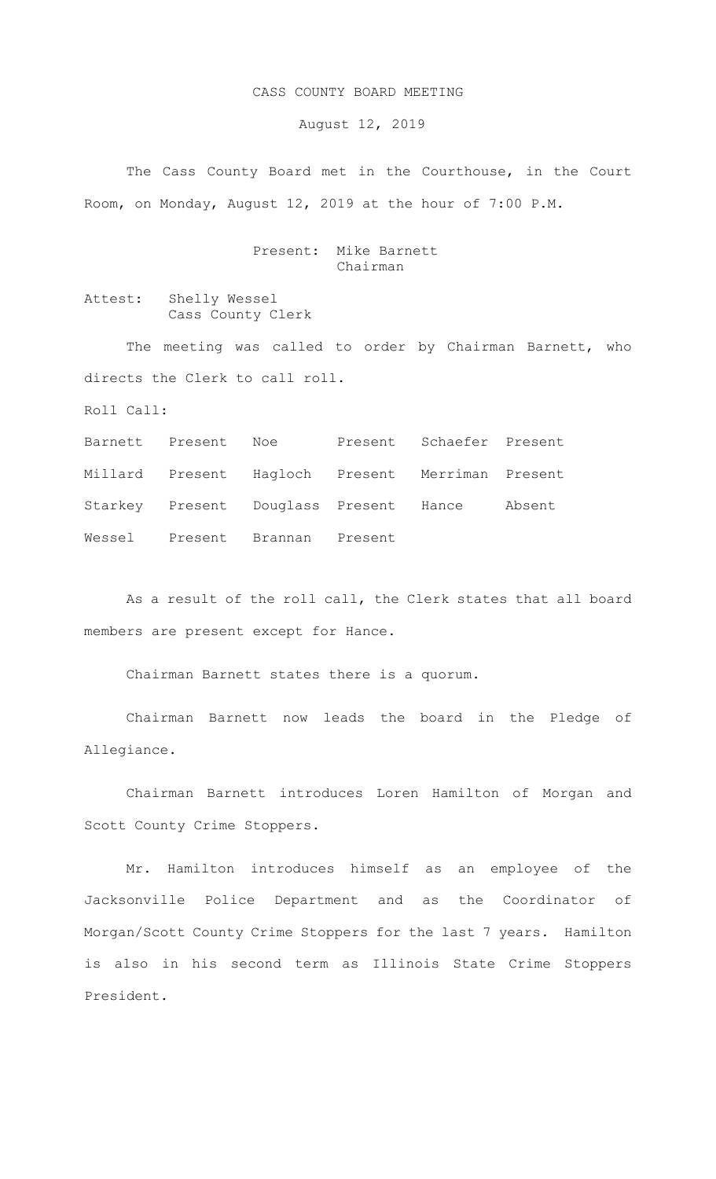# CASS COUNTY BOARD MEETING

August 12, 2019

The Cass County Board met in the Courthouse, in the Court Room, on Monday, August 12, 2019 at the hour of 7:00 P.M.

Present: Mike Barnett
Chairman

Attest: Shelly Wessel
Cass County Clerk

The meeting was called to order by Chairman Barnett, who directs the Clerk to call roll.

Roll Call:

| | | | | | |
|---|---|---|---|---|---|
| Barnett | Present | Noe | Present | Schaefer | Present |
| Millard | Present | Hagloch | Present | Merriman | Present |
| Starkey | Present | Douglass | Present | Hance | Absent |
| Wessel | Present | Brannan | Present | | |

As a result of the roll call, the Clerk states that all board members are present except for Hance.

Chairman Barnett states there is a quorum.

Chairman Barnett now leads the board in the Pledge of Allegiance.

Chairman Barnett introduces Loren Hamilton of Morgan and Scott County Crime Stoppers.

Mr. Hamilton introduces himself as an employee of the Jacksonville Police Department and as the Coordinator of Morgan/Scott County Crime Stoppers for the last 7 years. Hamilton is also in his second term as Illinois State Crime Stoppers President.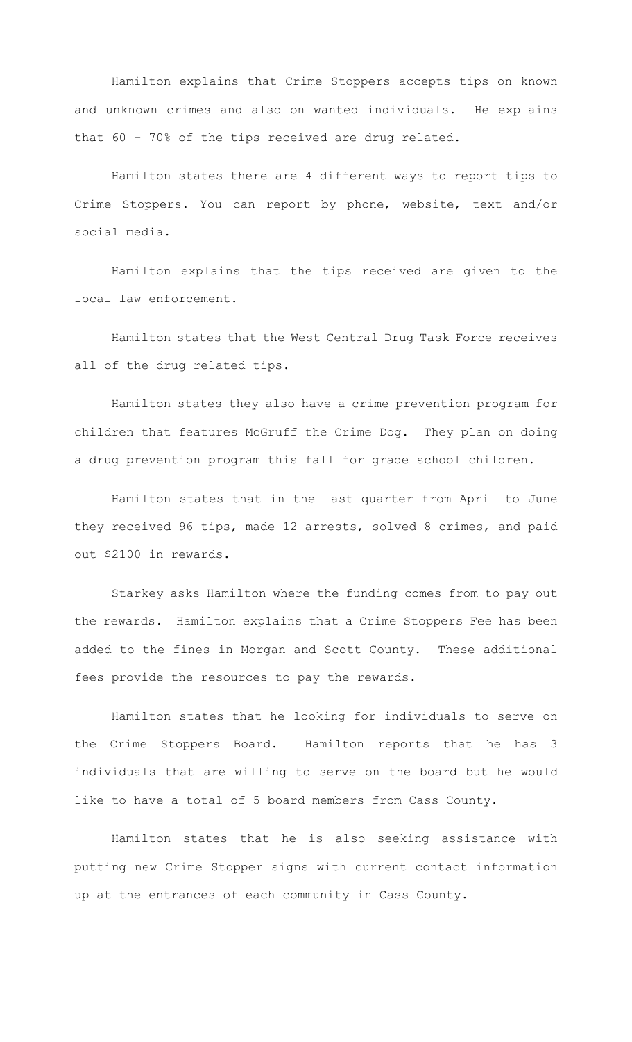Hamilton explains that Crime Stoppers accepts tips on known and unknown crimes and also on wanted individuals. He explains that 60 – 70% of the tips received are drug related.

Hamilton states there are 4 different ways to report tips to Crime Stoppers. You can report by phone, website, text and/or social media.

Hamilton explains that the tips received are given to the local law enforcement.

Hamilton states that the West Central Drug Task Force receives all of the drug related tips.

Hamilton states they also have a crime prevention program for children that features McGruff the Crime Dog. They plan on doing a drug prevention program this fall for grade school children.

Hamilton states that in the last quarter from April to June they received 96 tips, made 12 arrests, solved 8 crimes, and paid out $2100 in rewards.

Starkey asks Hamilton where the funding comes from to pay out the rewards. Hamilton explains that a Crime Stoppers Fee has been added to the fines in Morgan and Scott County. These additional fees provide the resources to pay the rewards.

Hamilton states that he looking for individuals to serve on the Crime Stoppers Board. Hamilton reports that he has 3 individuals that are willing to serve on the board but he would like to have a total of 5 board members from Cass County.

Hamilton states that he is also seeking assistance with putting new Crime Stopper signs with current contact information up at the entrances of each community in Cass County.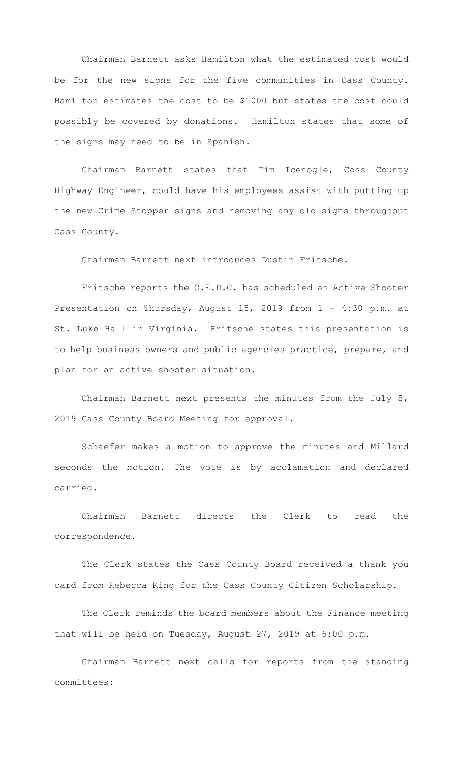Chairman Barnett asks Hamilton what the estimated cost would be for the new signs for the five communities in Cass County. Hamilton estimates the cost to be $1000 but states the cost could possibly be covered by donations. Hamilton states that some of the signs may need to be in Spanish.

Chairman Barnett states that Tim Icenogle, Cass County Highway Engineer, could have his employees assist with putting up the new Crime Stopper signs and removing any old signs throughout Cass County.

Chairman Barnett next introduces Dustin Fritsche.

Fritsche reports the O.E.D.C. has scheduled an Active Shooter Presentation on Thursday, August 15, 2019 from 1 – 4:30 p.m. at St. Luke Hall in Virginia. Fritsche states this presentation is to help business owners and public agencies practice, prepare, and plan for an active shooter situation.

Chairman Barnett next presents the minutes from the July 8, 2019 Cass County Board Meeting for approval.

Schaefer makes a motion to approve the minutes and Millard seconds the motion. The vote is by acclamation and declared carried.

Chairman Barnett directs the Clerk to read the correspondence.

The Clerk states the Cass County Board received a thank you card from Rebecca Ring for the Cass County Citizen Scholarship.

The Clerk reminds the board members about the Finance meeting that will be held on Tuesday, August 27, 2019 at 6:00 p.m.

Chairman Barnett next calls for reports from the standing committees: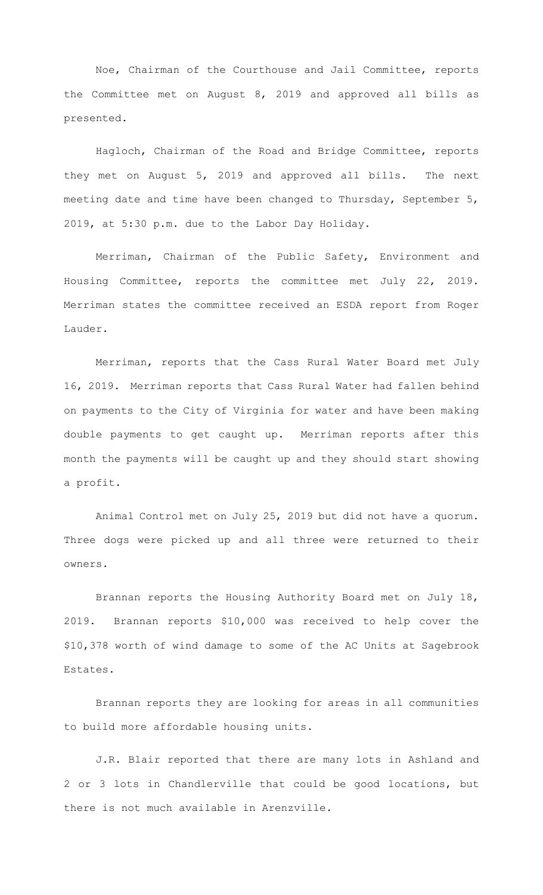Noe, Chairman of the Courthouse and Jail Committee, reports the Committee met on August 8, 2019 and approved all bills as presented.

Hagloch, Chairman of the Road and Bridge Committee, reports they met on August 5, 2019 and approved all bills. The next meeting date and time have been changed to Thursday, September 5, 2019, at 5:30 p.m. due to the Labor Day Holiday.

Merriman, Chairman of the Public Safety, Environment and Housing Committee, reports the committee met July 22, 2019. Merriman states the committee received an ESDA report from Roger Lauder.

Merriman, reports that the Cass Rural Water Board met July 16, 2019. Merriman reports that Cass Rural Water had fallen behind on payments to the City of Virginia for water and have been making double payments to get caught up. Merriman reports after this month the payments will be caught up and they should start showing a profit.

Animal Control met on July 25, 2019 but did not have a quorum. Three dogs were picked up and all three were returned to their owners.

Brannan reports the Housing Authority Board met on July 18, 2019. Brannan reports $10,000 was received to help cover the $10,378 worth of wind damage to some of the AC Units at Sagebrook Estates.

Brannan reports they are looking for areas in all communities to build more affordable housing units.

J.R. Blair reported that there are many lots in Ashland and 2 or 3 lots in Chandlerville that could be good locations, but there is not much available in Arenzville.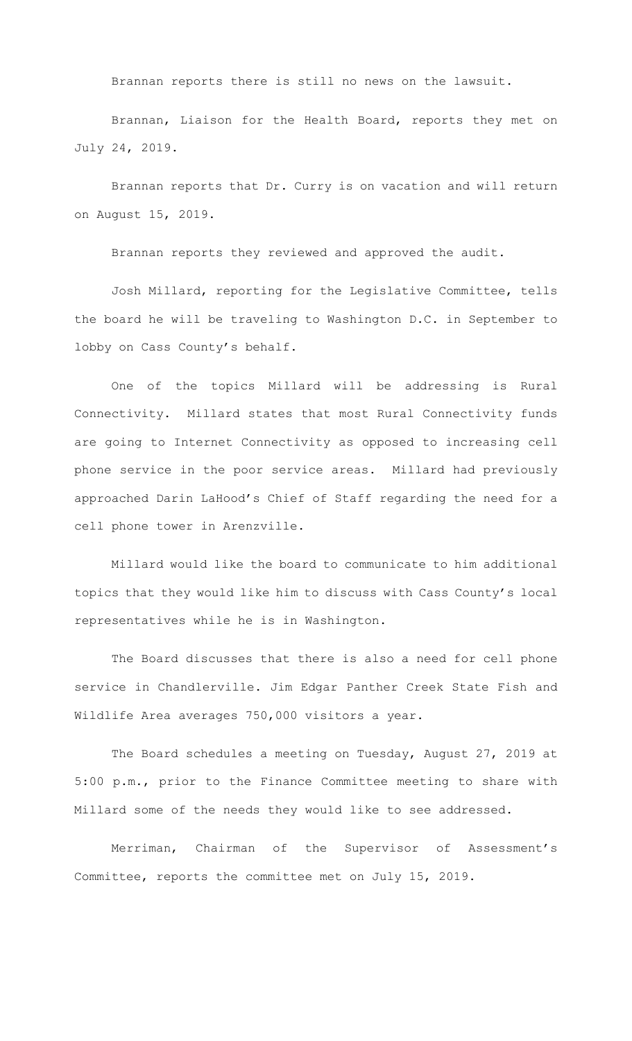Brannan reports there is still no news on the lawsuit.

Brannan, Liaison for the Health Board, reports they met on July 24, 2019.

Brannan reports that Dr. Curry is on vacation and will return on August 15, 2019.

Brannan reports they reviewed and approved the audit.

Josh Millard, reporting for the Legislative Committee, tells the board he will be traveling to Washington D.C. in September to lobby on Cass County's behalf.

One of the topics Millard will be addressing is Rural Connectivity. Millard states that most Rural Connectivity funds are going to Internet Connectivity as opposed to increasing cell phone service in the poor service areas. Millard had previously approached Darin LaHood's Chief of Staff regarding the need for a cell phone tower in Arenzville.

Millard would like the board to communicate to him additional topics that they would like him to discuss with Cass County's local representatives while he is in Washington.

The Board discusses that there is also a need for cell phone service in Chandlerville. Jim Edgar Panther Creek State Fish and Wildlife Area averages 750,000 visitors a year.

The Board schedules a meeting on Tuesday, August 27, 2019 at 5:00 p.m., prior to the Finance Committee meeting to share with Millard some of the needs they would like to see addressed.

Merriman, Chairman of the Supervisor of Assessment's Committee, reports the committee met on July 15, 2019.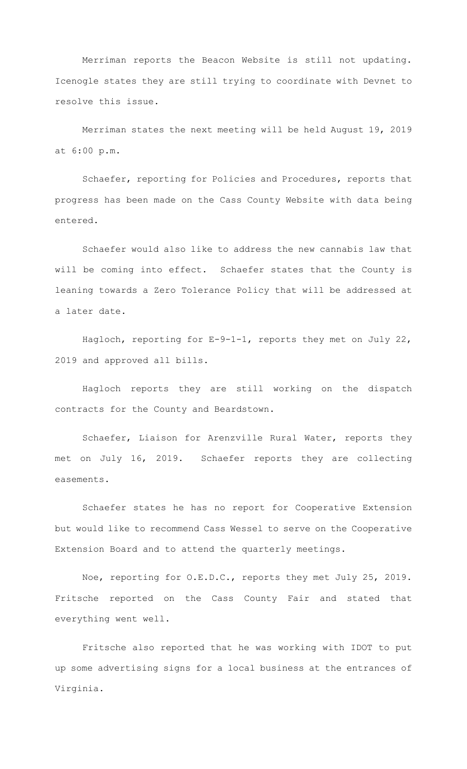Merriman reports the Beacon Website is still not updating. Icenogle states they are still trying to coordinate with Devnet to resolve this issue.

Merriman states the next meeting will be held August 19, 2019 at 6:00 p.m.

Schaefer, reporting for Policies and Procedures, reports that progress has been made on the Cass County Website with data being entered.

Schaefer would also like to address the new cannabis law that will be coming into effect. Schaefer states that the County is leaning towards a Zero Tolerance Policy that will be addressed at a later date.

Hagloch, reporting for E-9-1-1, reports they met on July 22, 2019 and approved all bills.

Hagloch reports they are still working on the dispatch contracts for the County and Beardstown.

Schaefer, Liaison for Arenzville Rural Water, reports they met on July 16, 2019. Schaefer reports they are collecting easements.

Schaefer states he has no report for Cooperative Extension but would like to recommend Cass Wessel to serve on the Cooperative Extension Board and to attend the quarterly meetings.

Noe, reporting for O.E.D.C., reports they met July 25, 2019. Fritsche reported on the Cass County Fair and stated that everything went well.

Fritsche also reported that he was working with IDOT to put up some advertising signs for a local business at the entrances of Virginia.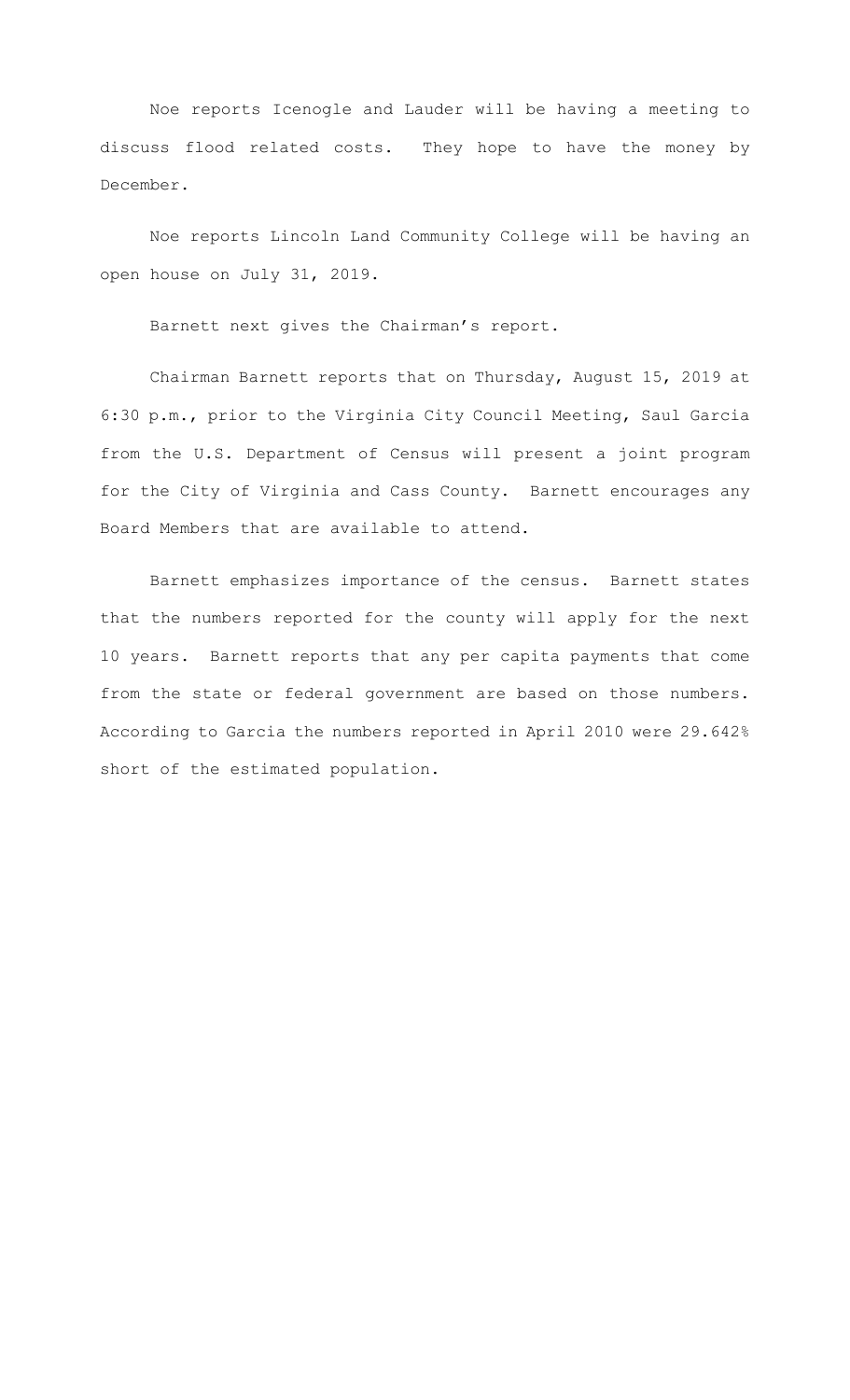Noe reports Icenogle and Lauder will be having a meeting to discuss flood related costs. They hope to have the money by December.

Noe reports Lincoln Land Community College will be having an open house on July 31, 2019.

Barnett next gives the Chairman's report.

Chairman Barnett reports that on Thursday, August 15, 2019 at 6:30 p.m., prior to the Virginia City Council Meeting, Saul Garcia from the U.S. Department of Census will present a joint program for the City of Virginia and Cass County. Barnett encourages any Board Members that are available to attend.

Barnett emphasizes importance of the census. Barnett states that the numbers reported for the county will apply for the next 10 years. Barnett reports that any per capita payments that come from the state or federal government are based on those numbers. According to Garcia the numbers reported in April 2010 were 29.642% short of the estimated population.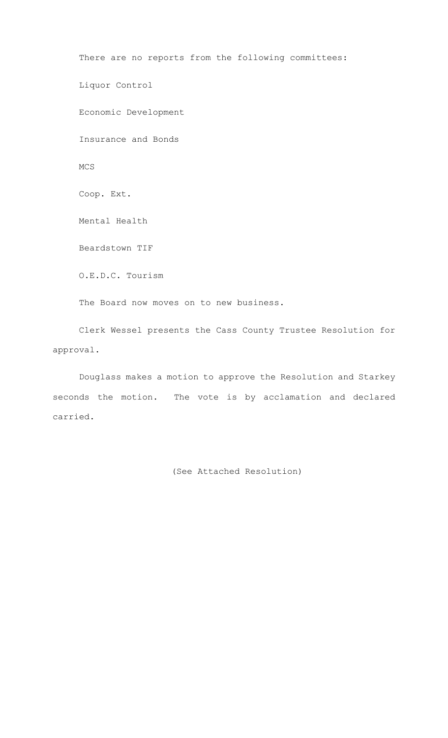There are no reports from the following committees:

Liquor Control

Economic Development

Insurance and Bonds

MCS

Coop. Ext.

Mental Health

Beardstown TIF

O.E.D.C. Tourism

The Board now moves on to new business.

Clerk Wessel presents the Cass County Trustee Resolution for approval.

Douglass makes a motion to approve the Resolution and Starkey seconds the motion. The vote is by acclamation and declared carried.

(See Attached Resolution)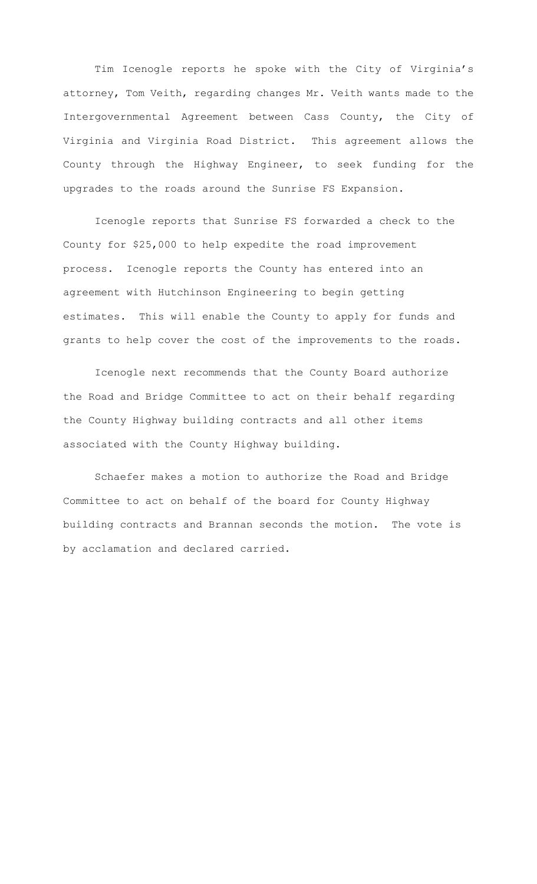Tim Icenogle reports he spoke with the City of Virginia's attorney, Tom Veith, regarding changes Mr. Veith wants made to the Intergovernmental Agreement between Cass County, the City of Virginia and Virginia Road District. This agreement allows the County through the Highway Engineer, to seek funding for the upgrades to the roads around the Sunrise FS Expansion.

Icenogle reports that Sunrise FS forwarded a check to the County for $25,000 to help expedite the road improvement process. Icenogle reports the County has entered into an agreement with Hutchinson Engineering to begin getting estimates. This will enable the County to apply for funds and grants to help cover the cost of the improvements to the roads.

Icenogle next recommends that the County Board authorize the Road and Bridge Committee to act on their behalf regarding the County Highway building contracts and all other items associated with the County Highway building.

Schaefer makes a motion to authorize the Road and Bridge Committee to act on behalf of the board for County Highway building contracts and Brannan seconds the motion. The vote is by acclamation and declared carried.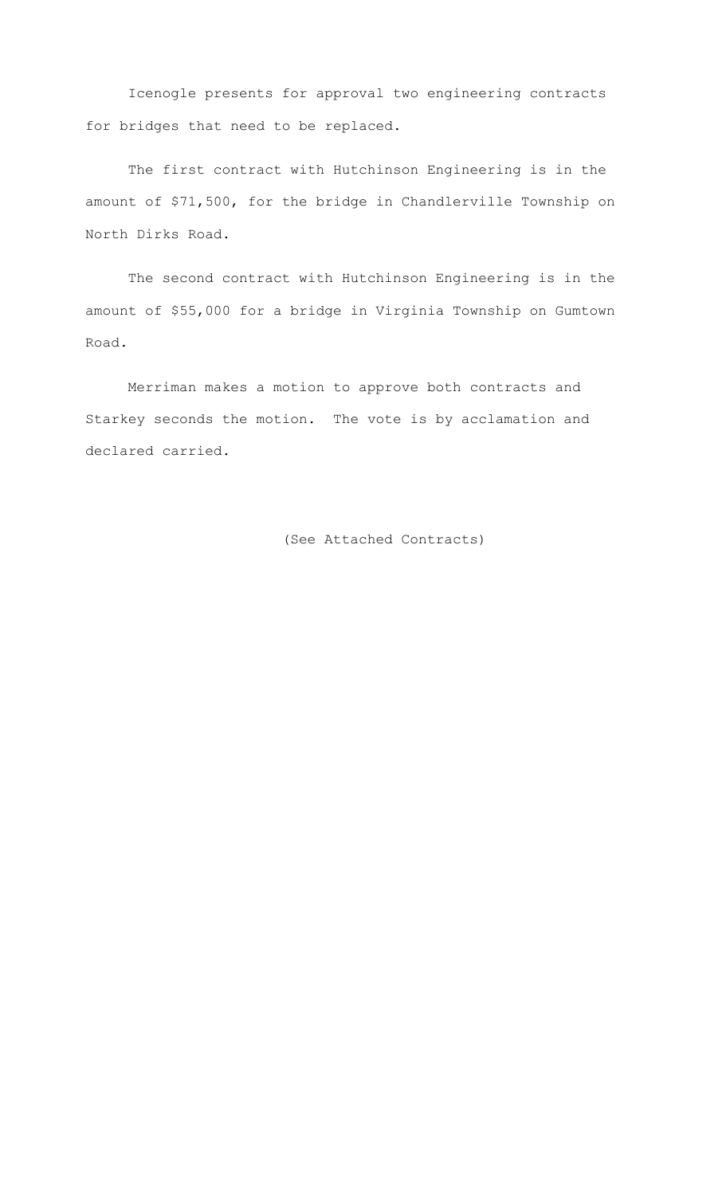Icenogle presents for approval two engineering contracts for bridges that need to be replaced.

The first contract with Hutchinson Engineering is in the amount of $71,500, for the bridge in Chandlerville Township on North Dirks Road.

The second contract with Hutchinson Engineering is in the amount of $55,000 for a bridge in Virginia Township on Gumtown Road.

Merriman makes a motion to approve both contracts and Starkey seconds the motion. The vote is by acclamation and declared carried.

(See Attached Contracts)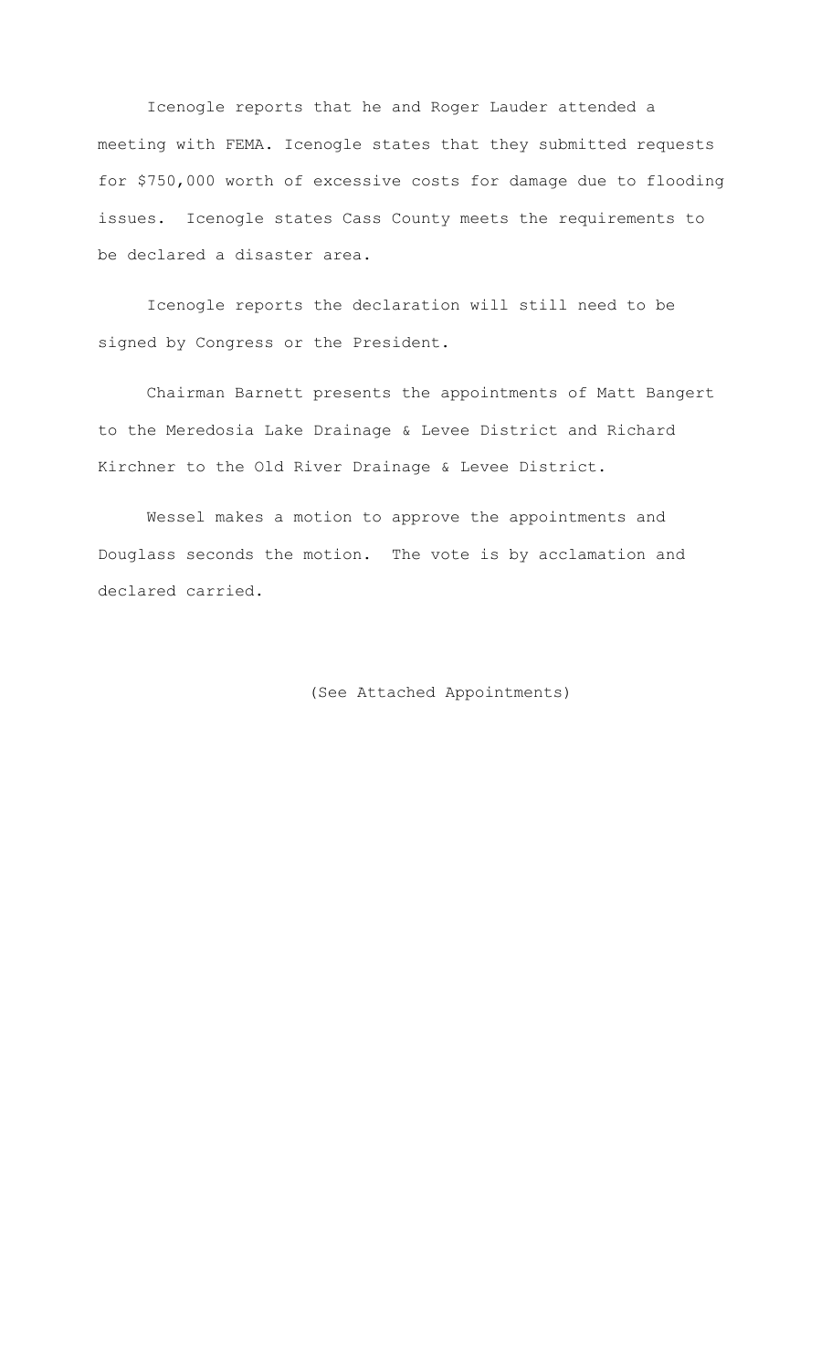Icenogle reports that he and Roger Lauder attended a meeting with FEMA. Icenogle states that they submitted requests for $750,000 worth of excessive costs for damage due to flooding issues. Icenogle states Cass County meets the requirements to be declared a disaster area.

Icenogle reports the declaration will still need to be signed by Congress or the President.

Chairman Barnett presents the appointments of Matt Bangert to the Meredosia Lake Drainage & Levee District and Richard Kirchner to the Old River Drainage & Levee District.

Wessel makes a motion to approve the appointments and Douglass seconds the motion. The vote is by acclamation and declared carried.

(See Attached Appointments)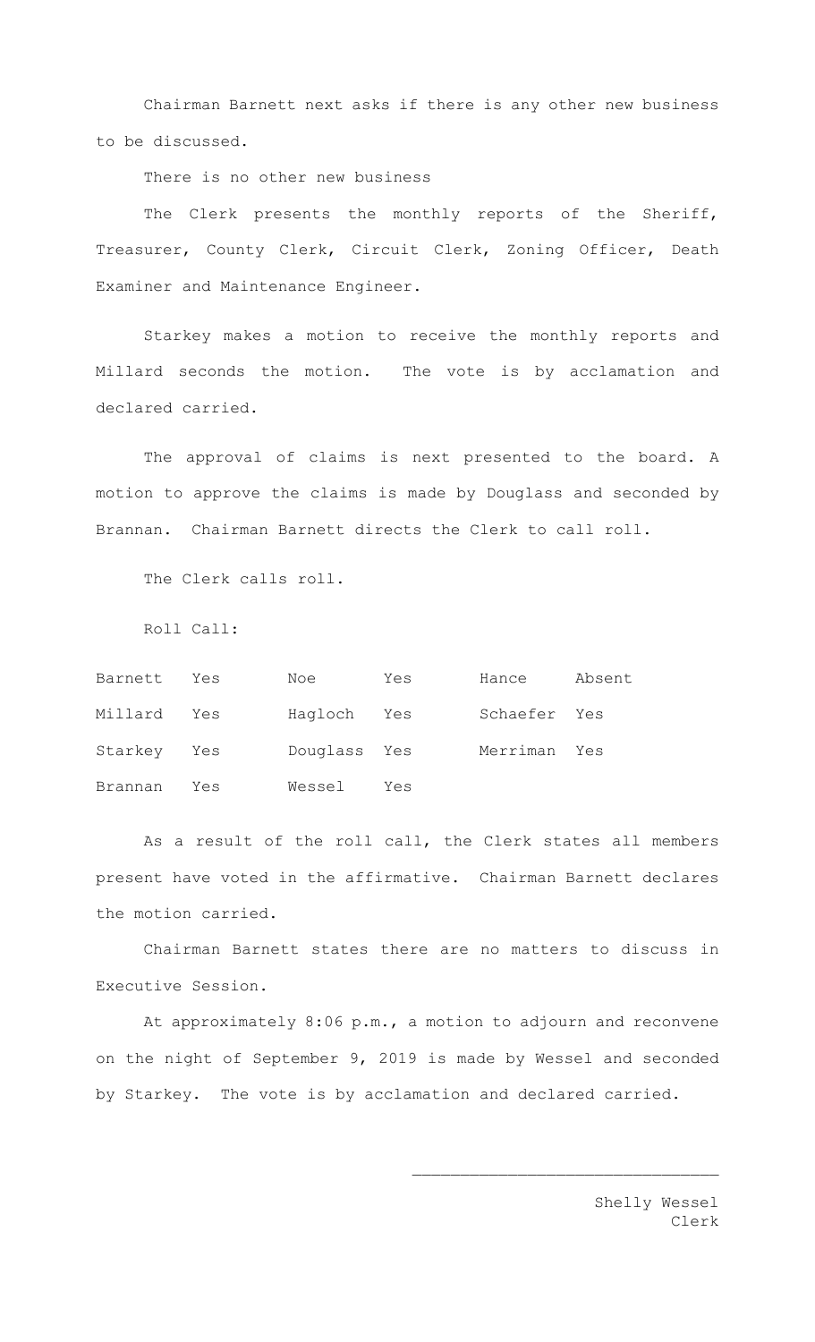Chairman Barnett next asks if there is any other new business to be discussed.

There is no other new business

The Clerk presents the monthly reports of the Sheriff, Treasurer, County Clerk, Circuit Clerk, Zoning Officer, Death Examiner and Maintenance Engineer.

Starkey makes a motion to receive the monthly reports and Millard seconds the motion. The vote is by acclamation and declared carried.

The approval of claims is next presented to the board. A motion to approve the claims is made by Douglass and seconded by Brannan. Chairman Barnett directs the Clerk to call roll.

The Clerk calls roll.

Roll Call:

| | | | | | |
|---|---|---|---|---|---|
| Barnett | Yes | Noe | Yes | Hance | Absent |
| Millard | Yes | Hagloch | Yes | Schaefer | Yes |
| Starkey | Yes | Douglass | Yes | Merriman | Yes |
| Brannan | Yes | Wessel | Yes | | |

As a result of the roll call, the Clerk states all members present have voted in the affirmative. Chairman Barnett declares the motion carried.

Chairman Barnett states there are no matters to discuss in Executive Session.

At approximately 8:06 p.m., a motion to adjourn and reconvene on the night of September 9, 2019 is made by Wessel and seconded by Starkey. The vote is by acclamation and declared carried.

\_\_\_\_\_\_\_\_\_\_\_\_\_\_\_\_\_\_\_\_\_\_\_\_\_\_\_\_\_\_\_\_

Shelly Wessel
Clerk